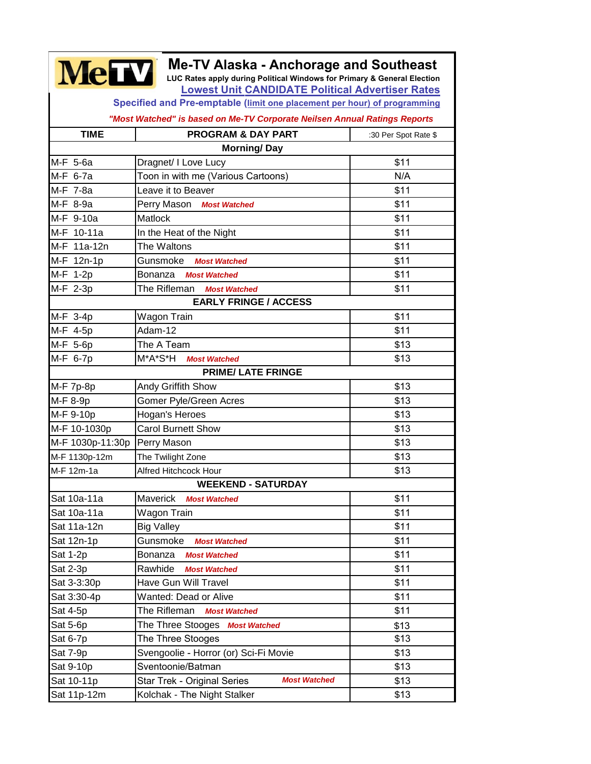# MeTV

## Me-TV Alaska - Anchorage and Southeast

**LUC Rates apply during Political Windows for Primary & General Election**

**Lowest Unit CANDIDATE Political Advertiser Rates**

**Specified and Pre-emptable (limit one placement per hour) of programming**

***"Most Watched" is based on Me-TV Corporate Neilsen Annual Ratings Reports***

| TIME | PROGRAM & DAY PART | :30 Per Spot Rate $ |
|---|---|---|
| | **Morning/ Day** | |
| M-F 5-6a | Dragnet/ I Love Lucy | $11 |
| M-F 6-7a | Toon in with me (Various Cartoons) | N/A |
| M-F 7-8a | Leave it to Beaver | $11 |
| M-F 8-9a | Perry Mason ***Most Watched*** | $11 |
| M-F 9-10a | Matlock | $11 |
| M-F 10-11a | In the Heat of the Night | $11 |
| M-F 11a-12n | The Waltons | $11 |
| M-F 12n-1p | Gunsmoke ***Most Watched*** | $11 |
| M-F 1-2p | Bonanza ***Most Watched*** | $11 |
| M-F 2-3p | The Rifleman ***Most Watched*** | $11 |
| | **EARLY FRINGE / ACCESS** | |
| M-F 3-4p | Wagon Train | $11 |
| M-F 4-5p | Adam-12 | $11 |
| M-F 5-6p | The A Team | $13 |
| M-F 6-7p | M*A*S*H ***Most Watched*** | $13 |
| | **PRIME/ LATE FRINGE** | |
| M-F 7p-8p | Andy Griffith Show | $13 |
| M-F 8-9p | Gomer Pyle/Green Acres | $13 |
| M-F 9-10p | Hogan's Heroes | $13 |
| M-F 10-1030p | Carol Burnett Show | $13 |
| M-F 1030p-11:30p | Perry Mason | $13 |
| M-F 1130p-12m | The Twilight Zone | $13 |
| M-F 12m-1a | Alfred Hitchcock Hour | $13 |
| | **WEEKEND - SATURDAY** | |
| Sat 10a-11a | Maverick ***Most Watched*** | $11 |
| Sat 10a-11a | Wagon Train | $11 |
| Sat 11a-12n | Big Valley | $11 |
| Sat 12n-1p | Gunsmoke ***Most Watched*** | $11 |
| Sat 1-2p | Bonanza ***Most Watched*** | $11 |
| Sat 2-3p | Rawhide ***Most Watched*** | $11 |
| Sat 3-3:30p | Have Gun Will Travel | $11 |
| Sat 3:30-4p | Wanted: Dead or Alive | $11 |
| Sat 4-5p | The Rifleman ***Most Watched*** | $11 |
| Sat 5-6p | The Three Stooges ***Most Watched*** | $13 |
| Sat 6-7p | The Three Stooges | $13 |
| Sat 7-9p | Svengoolie - Horror (or) Sci-Fi Movie | $13 |
| Sat 9-10p | Sventoonie/Batman | $13 |
| Sat 10-11p | Star Trek - Original Series ***Most Watched*** | $13 |
| Sat 11p-12m | Kolchak - The Night Stalker | $13 |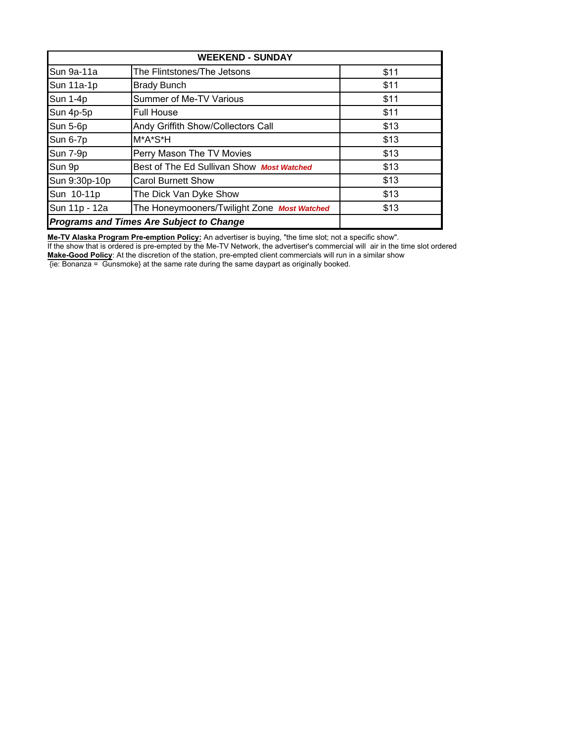| WEEKEND - SUNDAY | | |
|---|---|---|
| Sun 9a-11a | The Flintstones/The Jetsons | $11 |
| Sun 11a-1p | Brady Bunch | $11 |
| Sun 1-4p | Summer of Me-TV Various | $11 |
| Sun 4p-5p | Full House | $11 |
| Sun 5-6p | Andy Griffith Show/Collectors Call | $13 |
| Sun 6-7p | M*A*S*H | $13 |
| Sun 7-9p | Perry Mason The TV Movies | $13 |
| Sun 9p | Best of The Ed Sullivan Show ***Most Watched*** | $13 |
| Sun 9:30p-10p | Carol Burnett Show | $13 |
| Sun 10-11p | The Dick Van Dyke Show | $13 |
| Sun 11p - 12a | The Honeymooners/Twilight Zone ***Most Watched*** | $13 |
| ***Programs and Times Are Subject to Change*** | | |

**Me-TV Alaska Program Pre-emption Policy:** An advertiser is buying, "the time slot; not a specific show".
If the show that is ordered is pre-empted by the Me-TV Network, the advertiser's commercial will air in the time slot ordered
**Make-Good Policy**: At the discretion of the station, pre-empted client commercials will run in a similar show
{ie: Bonanza = Gunsmoke} at the same rate during the same daypart as originally booked.